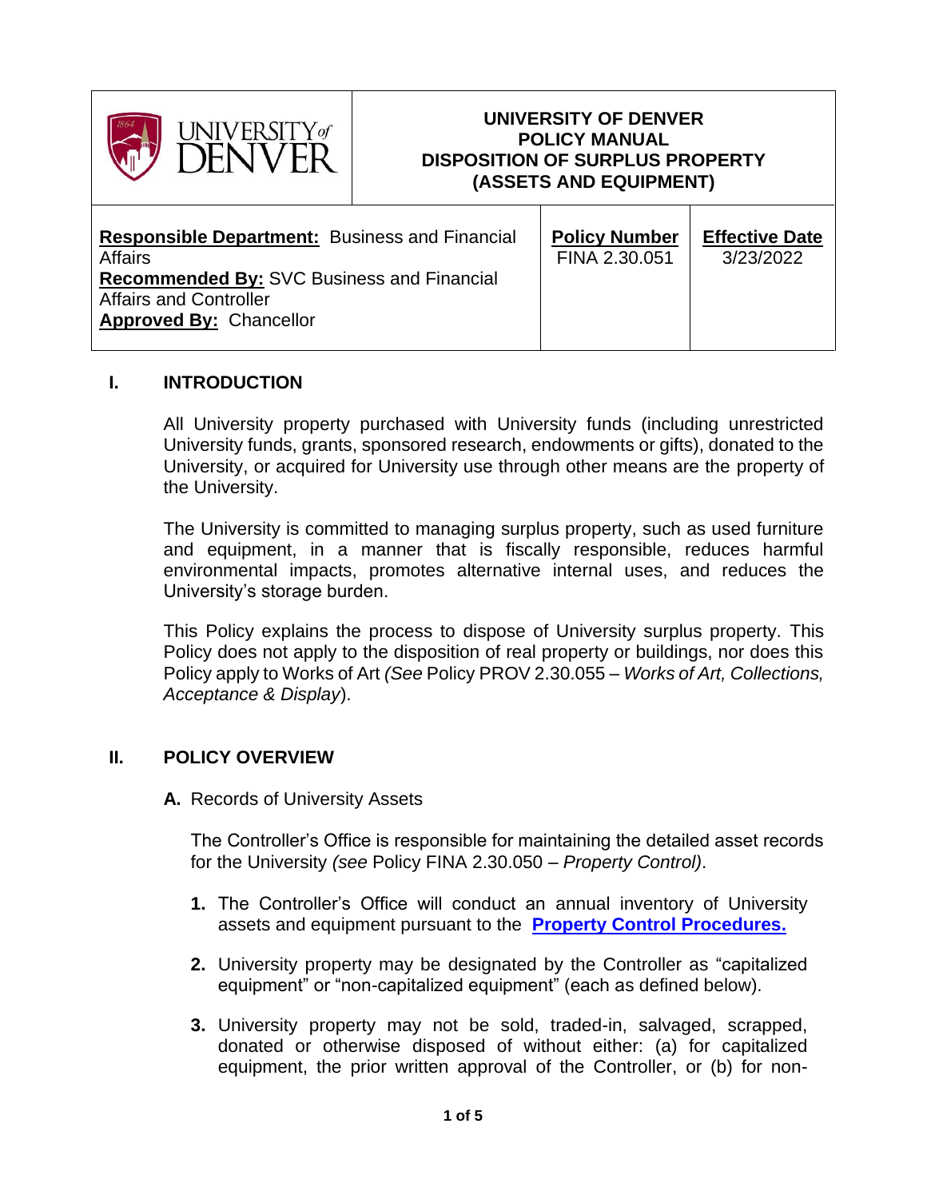# UNIVERSITY OF DENVER POLICY MANUAL DISPOSITION OF SURPLUS PROPERTY (ASSETS AND EQUIPMENT)

| **Responsible Department:** Business and Financial Affairs<br>**Recommended By:** SVC Business and Financial Affairs and Controller<br>**Approved By:** Chancellor | **Policy Number**<br>FINA 2.30.051 | **Effective Date**<br>3/23/2022 |
|---|---|---|

## I. INTRODUCTION

All University property purchased with University funds (including unrestricted University funds, grants, sponsored research, endowments or gifts), donated to the University, or acquired for University use through other means are the property of the University.

The University is committed to managing surplus property, such as used furniture and equipment, in a manner that is fiscally responsible, reduces harmful environmental impacts, promotes alternative internal uses, and reduces the University's storage burden.

This Policy explains the process to dispose of University surplus property. This Policy does not apply to the disposition of real property or buildings, nor does this Policy apply to Works of Art *(See* Policy PROV 2.30.055 – *Works of Art, Collections, Acceptance & Display*).

## II. POLICY OVERVIEW

**A.** Records of University Assets

The Controller's Office is responsible for maintaining the detailed asset records for the University *(see* Policy FINA 2.30.050 – *Property Control)*.

1. The Controller's Office will conduct an annual inventory of University assets and equipment pursuant to the **Property Control Procedures.**

2. University property may be designated by the Controller as "capitalized equipment" or "non-capitalized equipment" (each as defined below).

3. University property may not be sold, traded-in, salvaged, scrapped, donated or otherwise disposed of without either: (a) for capitalized equipment, the prior written approval of the Controller, or (b) for non-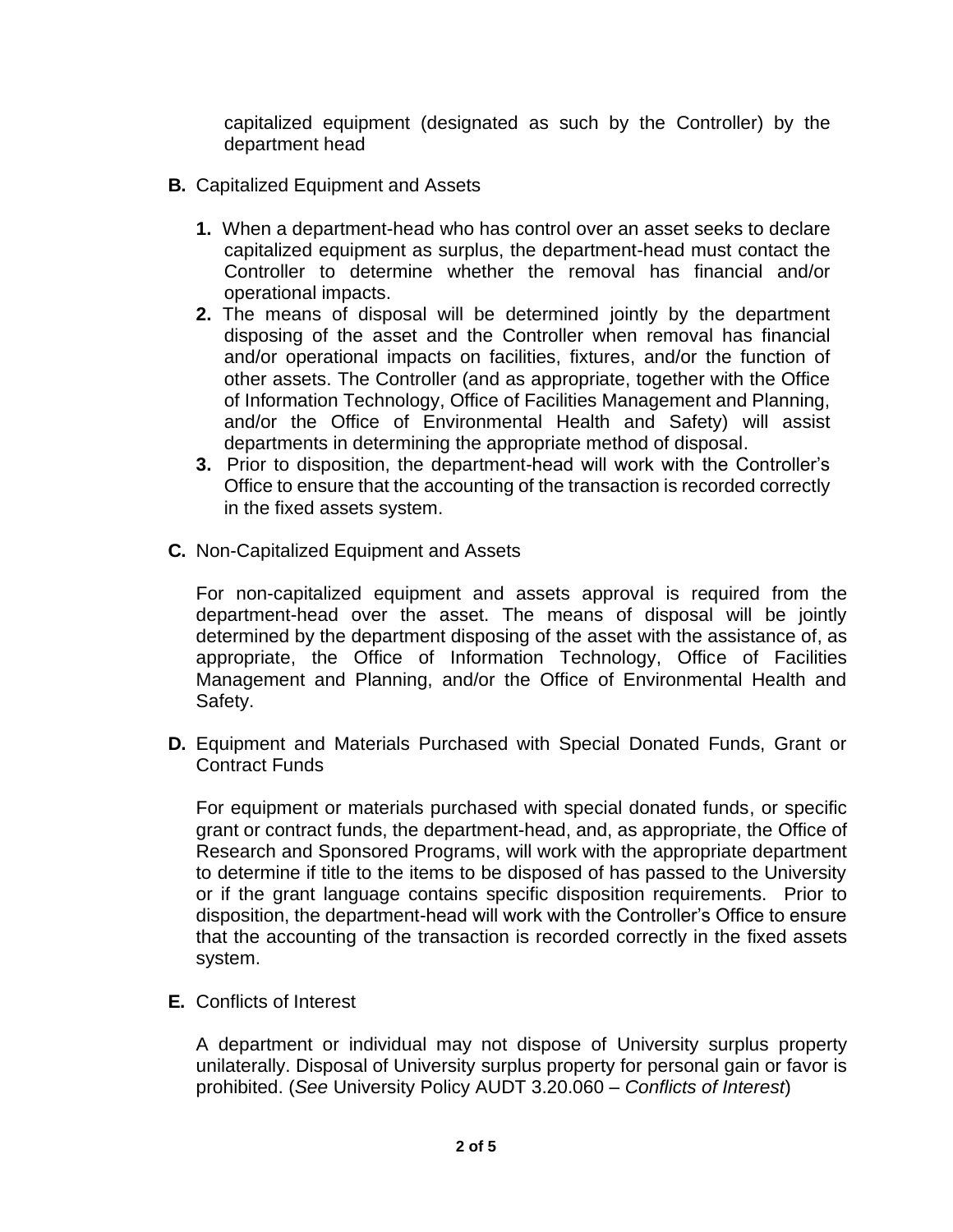capitalized equipment (designated as such by the Controller) by the department head

**B.** Capitalized Equipment and Assets

1. When a department-head who has control over an asset seeks to declare capitalized equipment as surplus, the department-head must contact the Controller to determine whether the removal has financial and/or operational impacts.
2. The means of disposal will be determined jointly by the department disposing of the asset and the Controller when removal has financial and/or operational impacts on facilities, fixtures, and/or the function of other assets. The Controller (and as appropriate, together with the Office of Information Technology, Office of Facilities Management and Planning, and/or the Office of Environmental Health and Safety) will assist departments in determining the appropriate method of disposal.
3. Prior to disposition, the department-head will work with the Controller's Office to ensure that the accounting of the transaction is recorded correctly in the fixed assets system.

**C.** Non-Capitalized Equipment and Assets

For non-capitalized equipment and assets approval is required from the department-head over the asset. The means of disposal will be jointly determined by the department disposing of the asset with the assistance of, as appropriate, the Office of Information Technology, Office of Facilities Management and Planning, and/or the Office of Environmental Health and Safety.

**D.** Equipment and Materials Purchased with Special Donated Funds, Grant or Contract Funds

For equipment or materials purchased with special donated funds, or specific grant or contract funds, the department-head, and, as appropriate, the Office of Research and Sponsored Programs, will work with the appropriate department to determine if title to the items to be disposed of has passed to the University or if the grant language contains specific disposition requirements. Prior to disposition, the department-head will work with the Controller's Office to ensure that the accounting of the transaction is recorded correctly in the fixed assets system.

**E.** Conflicts of Interest

A department or individual may not dispose of University surplus property unilaterally. Disposal of University surplus property for personal gain or favor is prohibited. (*See* University Policy AUDT 3.20.060 – *Conflicts of Interest*)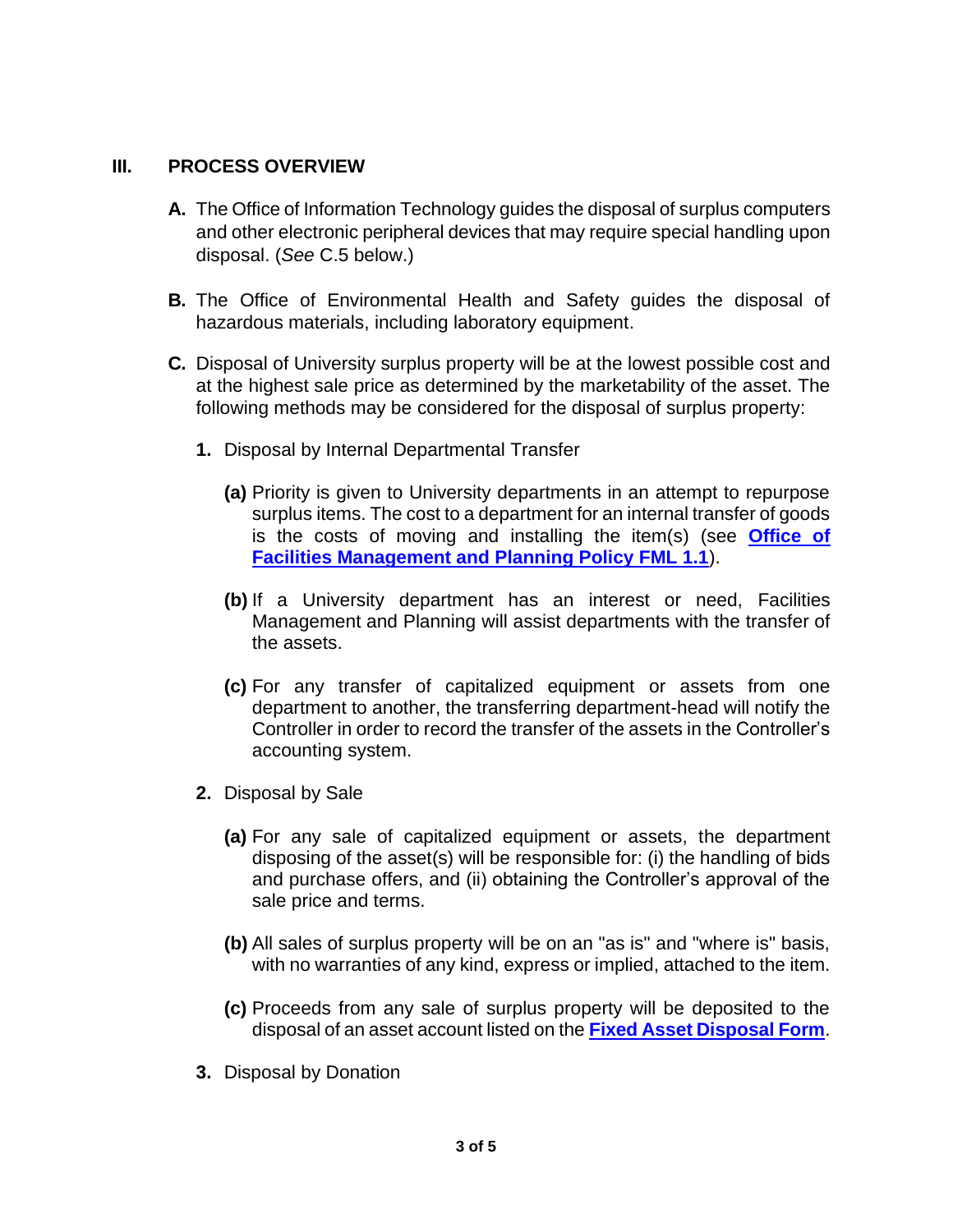## III. PROCESS OVERVIEW

**A.** The Office of Information Technology guides the disposal of surplus computers and other electronic peripheral devices that may require special handling upon disposal. (*See* C.5 below.)

**B.** The Office of Environmental Health and Safety guides the disposal of hazardous materials, including laboratory equipment.

**C.** Disposal of University surplus property will be at the lowest possible cost and at the highest sale price as determined by the marketability of the asset. The following methods may be considered for the disposal of surplus property:

**1.** Disposal by Internal Departmental Transfer

**(a)** Priority is given to University departments in an attempt to repurpose surplus items. The cost to a department for an internal transfer of goods is the costs of moving and installing the item(s) (see **Office of Facilities Management and Planning Policy FML 1.1**).

**(b)** If a University department has an interest or need, Facilities Management and Planning will assist departments with the transfer of the assets.

**(c)** For any transfer of capitalized equipment or assets from one department to another, the transferring department-head will notify the Controller in order to record the transfer of the assets in the Controller's accounting system.

**2.** Disposal by Sale

**(a)** For any sale of capitalized equipment or assets, the department disposing of the asset(s) will be responsible for: (i) the handling of bids and purchase offers, and (ii) obtaining the Controller's approval of the sale price and terms.

**(b)** All sales of surplus property will be on an "as is" and "where is" basis, with no warranties of any kind, express or implied, attached to the item.

**(c)** Proceeds from any sale of surplus property will be deposited to the disposal of an asset account listed on the **Fixed Asset Disposal Form**.

**3.** Disposal by Donation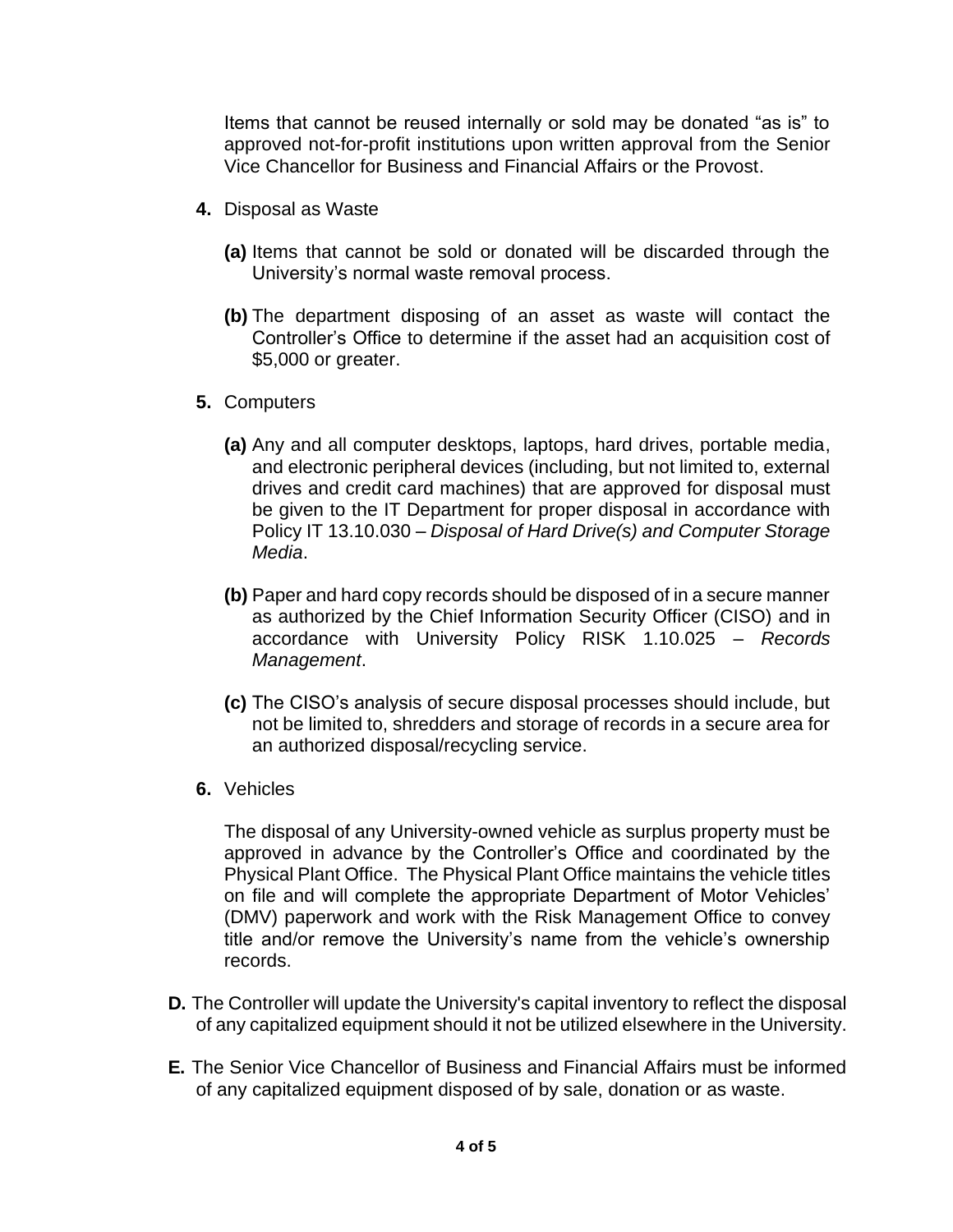Items that cannot be reused internally or sold may be donated "as is" to approved not-for-profit institutions upon written approval from the Senior Vice Chancellor for Business and Financial Affairs or the Provost.

**4.** Disposal as Waste

**(a)** Items that cannot be sold or donated will be discarded through the University's normal waste removal process.

**(b)** The department disposing of an asset as waste will contact the Controller's Office to determine if the asset had an acquisition cost of $5,000 or greater.

**5.** Computers

**(a)** Any and all computer desktops, laptops, hard drives, portable media, and electronic peripheral devices (including, but not limited to, external drives and credit card machines) that are approved for disposal must be given to the IT Department for proper disposal in accordance with Policy IT 13.10.030 – *Disposal of Hard Drive(s) and Computer Storage Media*.

**(b)** Paper and hard copy records should be disposed of in a secure manner as authorized by the Chief Information Security Officer (CISO) and in accordance with University Policy RISK 1.10.025 – *Records Management*.

**(c)** The CISO's analysis of secure disposal processes should include, but not be limited to, shredders and storage of records in a secure area for an authorized disposal/recycling service.

**6.** Vehicles

The disposal of any University-owned vehicle as surplus property must be approved in advance by the Controller's Office and coordinated by the Physical Plant Office. The Physical Plant Office maintains the vehicle titles on file and will complete the appropriate Department of Motor Vehicles' (DMV) paperwork and work with the Risk Management Office to convey title and/or remove the University's name from the vehicle's ownership records.

**D.** The Controller will update the University's capital inventory to reflect the disposal of any capitalized equipment should it not be utilized elsewhere in the University.

**E.** The Senior Vice Chancellor of Business and Financial Affairs must be informed of any capitalized equipment disposed of by sale, donation or as waste.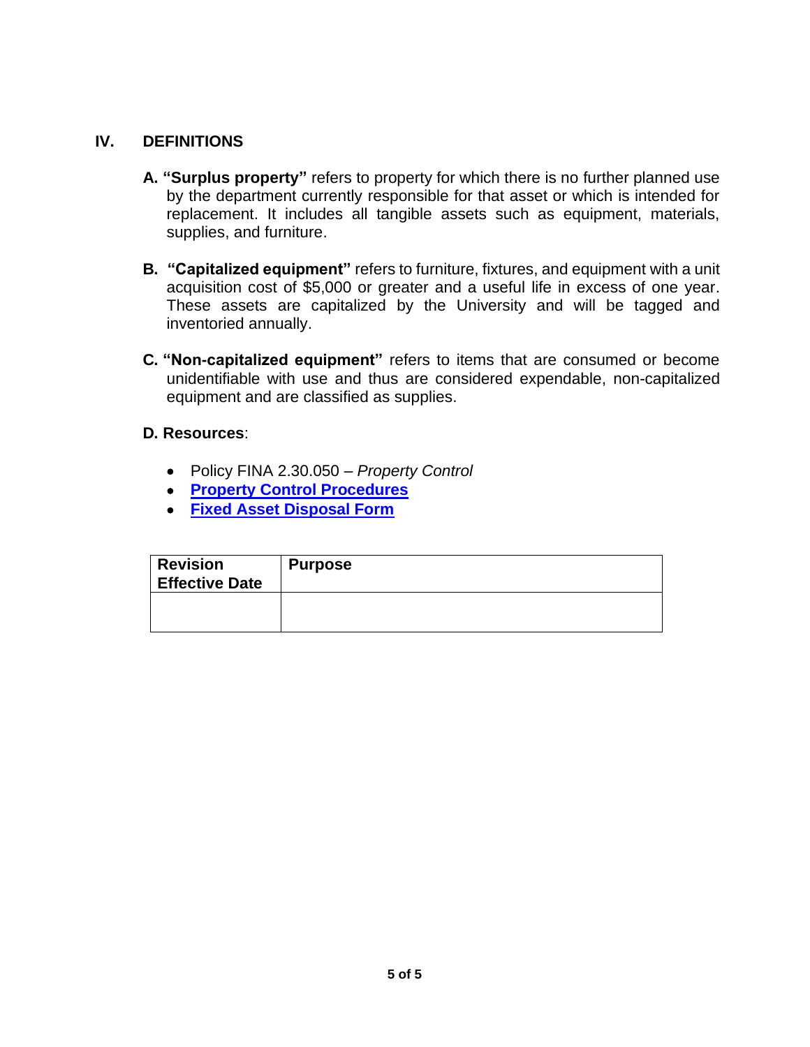## IV. DEFINITIONS

A. **"Surplus property"** refers to property for which there is no further planned use by the department currently responsible for that asset or which is intended for replacement. It includes all tangible assets such as equipment, materials, supplies, and furniture.

B. **"Capitalized equipment"** refers to furniture, fixtures, and equipment with a unit acquisition cost of $5,000 or greater and a useful life in excess of one year. These assets are capitalized by the University and will be tagged and inventoried annually.

C. **"Non-capitalized equipment"** refers to items that are consumed or become unidentifiable with use and thus are considered expendable, non-capitalized equipment and are classified as supplies.

**D. Resources**:

- Policy FINA 2.30.050 – *Property Control*
- **Property Control Procedures**
- **Fixed Asset Disposal Form**

| Revision Effective Date | Purpose |
|---|---|
| | |